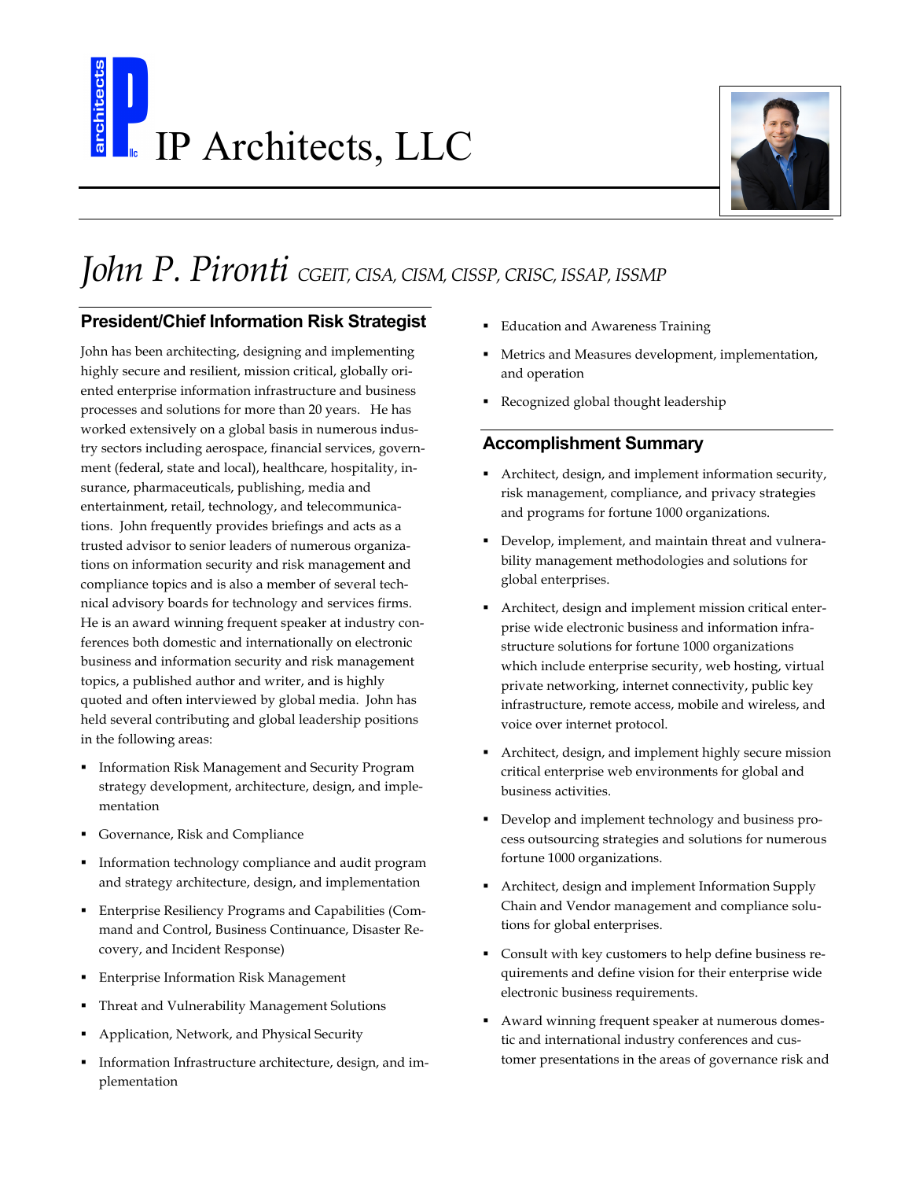# IP Architects, LLC

# *John P. Pironti* *CGEIT, CISA, CISM, CISSP, CRISC, ISSAP, ISSMP*

## President/Chief Information Risk Strategist

John has been architecting, designing and implementing highly secure and resilient, mission critical, globally oriented enterprise information infrastructure and business processes and solutions for more than 20 years. He has worked extensively on a global basis in numerous industry sectors including aerospace, financial services, government (federal, state and local), hospitality, insurance, pharmaceuticals, healthcare, publishing, media and entertainment, retail, technology, and telecommunications. John frequently provides briefings and acts as a trusted advisor to senior leaders of numerous organizations on information security and risk management and compliance topics and is also a member of several technical advisory boards for technology and services firms. He is an award winning frequent speaker at industry conferences both domestic and internationally on electronic business and information security and risk management topics, a published author and writer, and is highly quoted and often interviewed by global media. John has held several contributing and global leadership positions in the following areas:

- Information Risk Management and Security Program strategy development, architecture, design, and implementation
- Governance, Risk and Compliance
- Information technology compliance and audit program and strategy architecture, design, and implementation
- Enterprise Resiliency Programs and Capabilities (Command and Control, Business Continuance, Disaster Recovery, and Incident Response)
- Enterprise Information Risk Management
- Threat and Vulnerability Management Solutions
- Application, Network, and Physical Security
- Information Infrastructure architecture, design, and implementation
- Education and Awareness Training
- Metrics and Measures development, implementation, and operation
- Recognized global thought leadership

## Accomplishment Summary

- Architect, design, and implement information security, risk management, compliance, and privacy strategies and programs for fortune 1000 organizations.
- Develop, implement, and maintain threat and vulnerability management methodologies and solutions for global enterprises.
- Architect, design and implement mission critical enterprise wide electronic business and information infrastructure solutions for fortune 1000 organizations which include enterprise security, web hosting, virtual private networking, internet connectivity, public key infrastructure, remote access, mobile and wireless, and voice over internet protocol.
- Architect, design, and implement highly secure mission critical enterprise web environments for global and business activities.
- Develop and implement technology and business process outsourcing strategies and solutions for numerous fortune 1000 organizations.
- Architect, design and implement Information Supply Chain and Vendor management and compliance solutions for global enterprises.
- Consult with key customers to help define business requirements and define vision for their enterprise wide electronic business requirements.
- Award winning frequent speaker at numerous domestic and international industry conferences and customer presentations in the areas of governance risk and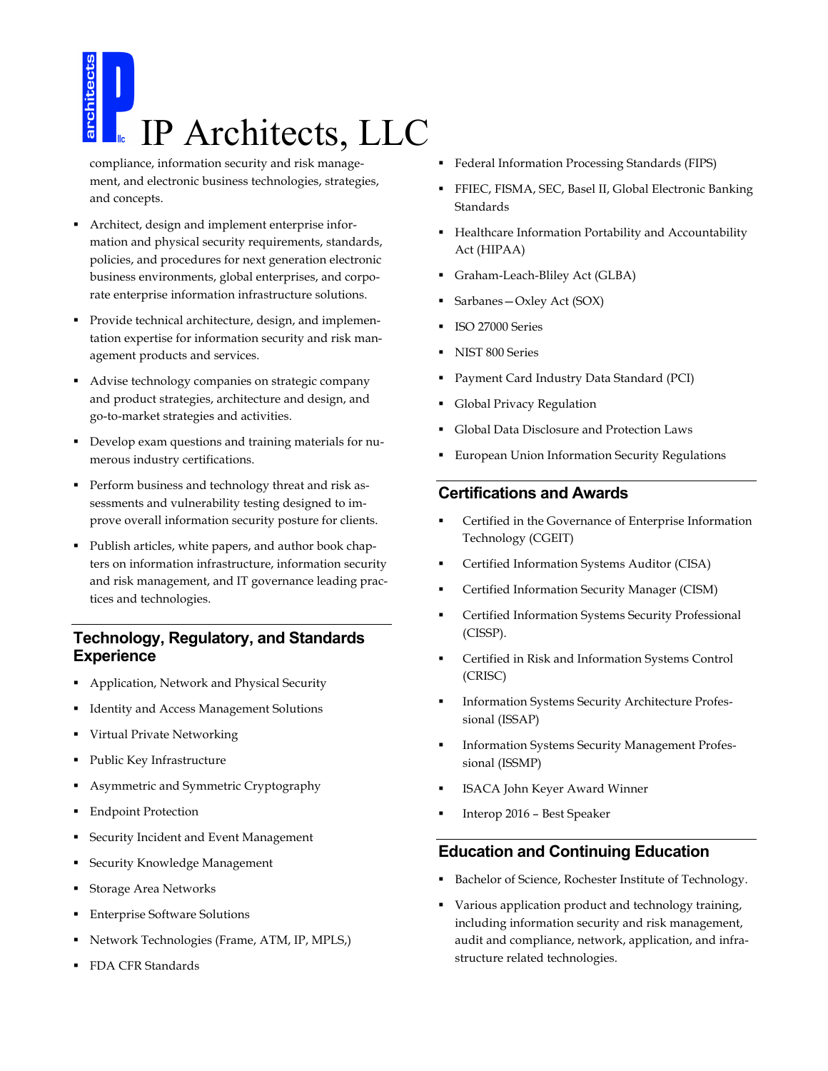# IP Architects, LLC

compliance, information security and risk management, and electronic business technologies, strategies, and concepts.

- Architect, design and implement enterprise information and physical security requirements, standards, policies, and procedures for next generation electronic business environments, global enterprises, and corporate enterprise information infrastructure solutions.
- Provide technical architecture, design, and implementation expertise for information security and risk management products and services.
- Advise technology companies on strategic company and product strategies, architecture and design, and go-to-market strategies and activities.
- Develop exam questions and training materials for numerous industry certifications.
- Perform business and technology threat and risk assessments and vulnerability testing designed to improve overall information security posture for clients.
- Publish articles, white papers, and author book chapters on information infrastructure, information security and risk management, and IT governance leading practices and technologies.

## Technology, Regulatory, and Standards Experience

- Application, Network and Physical Security
- Identity and Access Management Solutions
- Virtual Private Networking
- Public Key Infrastructure
- Asymmetric and Symmetric Cryptography
- Endpoint Protection
- Security Incident and Event Management
- Security Knowledge Management
- Storage Area Networks
- Enterprise Software Solutions
- Network Technologies (Frame, ATM, IP, MPLS,)
- FDA CFR Standards
- Federal Information Processing Standards (FIPS)
- FFIEC, FISMA, SEC, Basel II, Global Electronic Banking Standards
- Healthcare Information Portability and Accountability Act (HIPAA)
- Graham-Leach-Bliley Act (GLBA)
- Sarbanes—Oxley Act (SOX)
- ISO 27000 Series
- NIST 800 Series
- Payment Card Industry Data Standard (PCI)
- Global Privacy Regulation
- Global Data Disclosure and Protection Laws
- European Union Information Security Regulations

## Certifications and Awards

- Certified in the Governance of Enterprise Information Technology (CGEIT)
- Certified Information Systems Auditor (CISA)
- Certified Information Security Manager (CISM)
- Certified Information Systems Security Professional (CISSP).
- Certified in Risk and Information Systems Control (CRISC)
- Information Systems Security Architecture Professional (ISSAP)
- Information Systems Security Management Professional (ISSMP)
- ISACA John Keyer Award Winner
- Interop 2016 – Best Speaker

## Education and Continuing Education

- Bachelor of Science, Rochester Institute of Technology.
- Various application product and technology training, including information security and risk management, audit and compliance, network, application, and infrastructure related technologies.